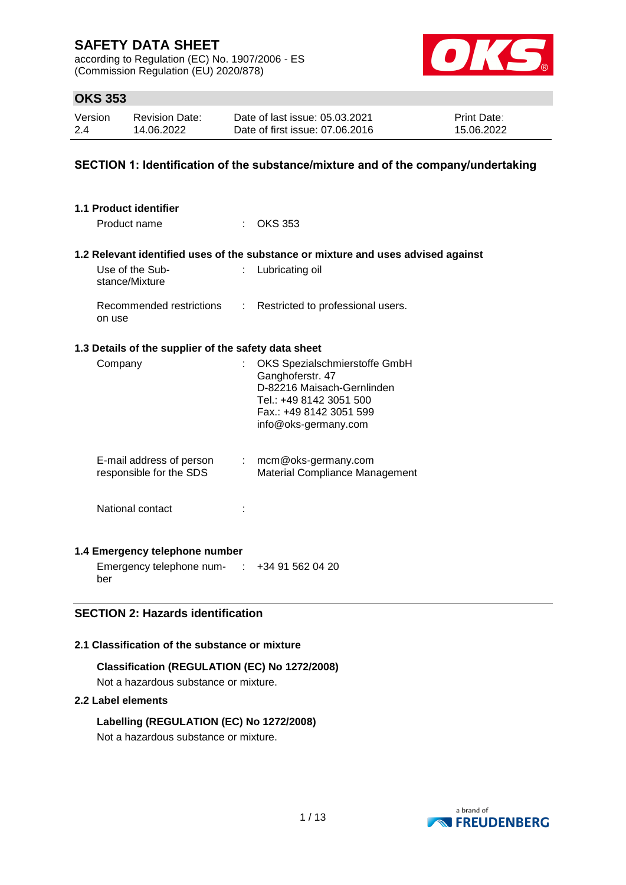# SAFETY DATA SHEET

according to Regulation (EC) No. 1907/2006 - ES
(Commission Regulation (EU) 2020/878)

## OKS 353

| Version | Revision Date: | Date of last issue: 05.03.2021 | Print Date: |
|---|---|---|---|
| 2.4 | 14.06.2022 | Date of first issue: 07.06.2016 | 15.06.2022 |

## SECTION 1: Identification of the substance/mixture and of the company/undertaking

### 1.1 Product identifier

Product name : OKS 353

### 1.2 Relevant identified uses of the substance or mixture and uses advised against

Use of the Substance/Mixture : Lubricating oil

Recommended restrictions on use : Restricted to professional users.

### 1.3 Details of the supplier of the safety data sheet

Company : OKS Spezialschmierstoffe GmbH
Ganghoferstr. 47
D-82216 Maisach-Gernlinden
Tel.: +49 8142 3051 500
Fax.: +49 8142 3051 599
info@oks-germany.com

E-mail address of person responsible for the SDS : mcm@oks-germany.com
Material Compliance Management

National contact :

### 1.4 Emergency telephone number

Emergency telephone number : +34 91 562 04 20

## SECTION 2: Hazards identification

### 2.1 Classification of the substance or mixture

**Classification (REGULATION (EC) No 1272/2008)**

Not a hazardous substance or mixture.

### 2.2 Label elements

**Labelling (REGULATION (EC) No 1272/2008)**

Not a hazardous substance or mixture.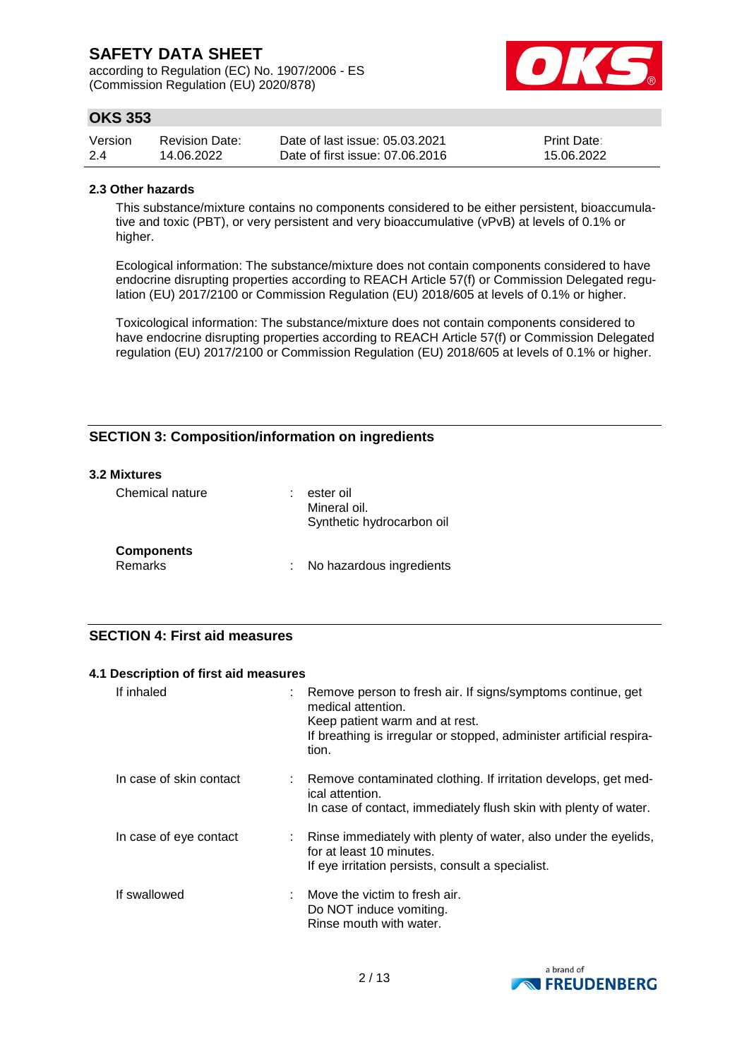### 2.3 Other hazards

This substance/mixture contains no components considered to be either persistent, bioaccumulative and toxic (PBT), or very persistent and very bioaccumulative (vPvB) at levels of 0.1% or higher.

Ecological information: The substance/mixture does not contain components considered to have endocrine disrupting properties according to REACH Article 57(f) or Commission Delegated regulation (EU) 2017/2100 or Commission Regulation (EU) 2018/605 at levels of 0.1% or higher.

Toxicological information: The substance/mixture does not contain components considered to have endocrine disrupting properties according to REACH Article 57(f) or Commission Delegated regulation (EU) 2017/2100 or Commission Regulation (EU) 2018/605 at levels of 0.1% or higher.

## SECTION 3: Composition/information on ingredients

### 3.2 Mixtures

Chemical nature : ester oil
Mineral oil.
Synthetic hydrocarbon oil

**Components**

Remarks : No hazardous ingredients

## SECTION 4: First aid measures

### 4.1 Description of first aid measures

| | |
|---|---|
| If inhaled | : Remove person to fresh air. If signs/symptoms continue, get medical attention.<br>Keep patient warm and at rest.<br>If breathing is irregular or stopped, administer artificial respiration. |
| In case of skin contact | : Remove contaminated clothing. If irritation develops, get medical attention.<br>In case of contact, immediately flush skin with plenty of water. |
| In case of eye contact | : Rinse immediately with plenty of water, also under the eyelids, for at least 10 minutes.<br>If eye irritation persists, consult a specialist. |
| If swallowed | : Move the victim to fresh air.<br>Do NOT induce vomiting.<br>Rinse mouth with water. |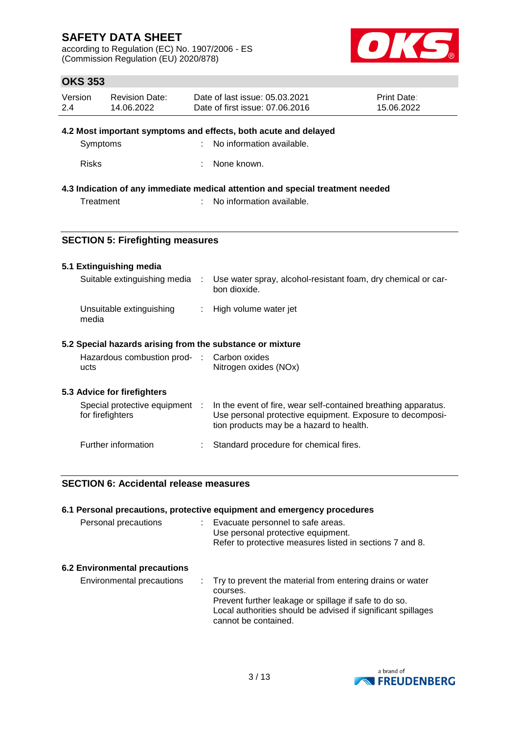### 4.2 Most important symptoms and effects, both acute and delayed

| | | |
|---|---|---|
| Symptoms | : | No information available. |
| Risks | : | None known. |

### 4.3 Indication of any immediate medical attention and special treatment needed

| | | |
|---|---|---|
| Treatment | : | No information available. |

## SECTION 5: Firefighting measures

### 5.1 Extinguishing media

| | | |
|---|---|---|
| Suitable extinguishing media | : | Use water spray, alcohol-resistant foam, dry chemical or carbon dioxide. |
| Unsuitable extinguishing media | : | High volume water jet |

### 5.2 Special hazards arising from the substance or mixture

| | | |
|---|---|---|
| Hazardous combustion products | : | Carbon oxides<br>Nitrogen oxides (NOx) |

### 5.3 Advice for firefighters

| | | |
|---|---|---|
| Special protective equipment for firefighters | : | In the event of fire, wear self-contained breathing apparatus. Use personal protective equipment. Exposure to decomposition products may be a hazard to health. |
| Further information | : | Standard procedure for chemical fires. |

## SECTION 6: Accidental release measures

### 6.1 Personal precautions, protective equipment and emergency procedures

| | | |
|---|---|---|
| Personal precautions | : | Evacuate personnel to safe areas.<br>Use personal protective equipment.<br>Refer to protective measures listed in sections 7 and 8. |

### 6.2 Environmental precautions

| | | |
|---|---|---|
| Environmental precautions | : | Try to prevent the material from entering drains or water courses.<br>Prevent further leakage or spillage if safe to do so.<br>Local authorities should be advised if significant spillages cannot be contained. |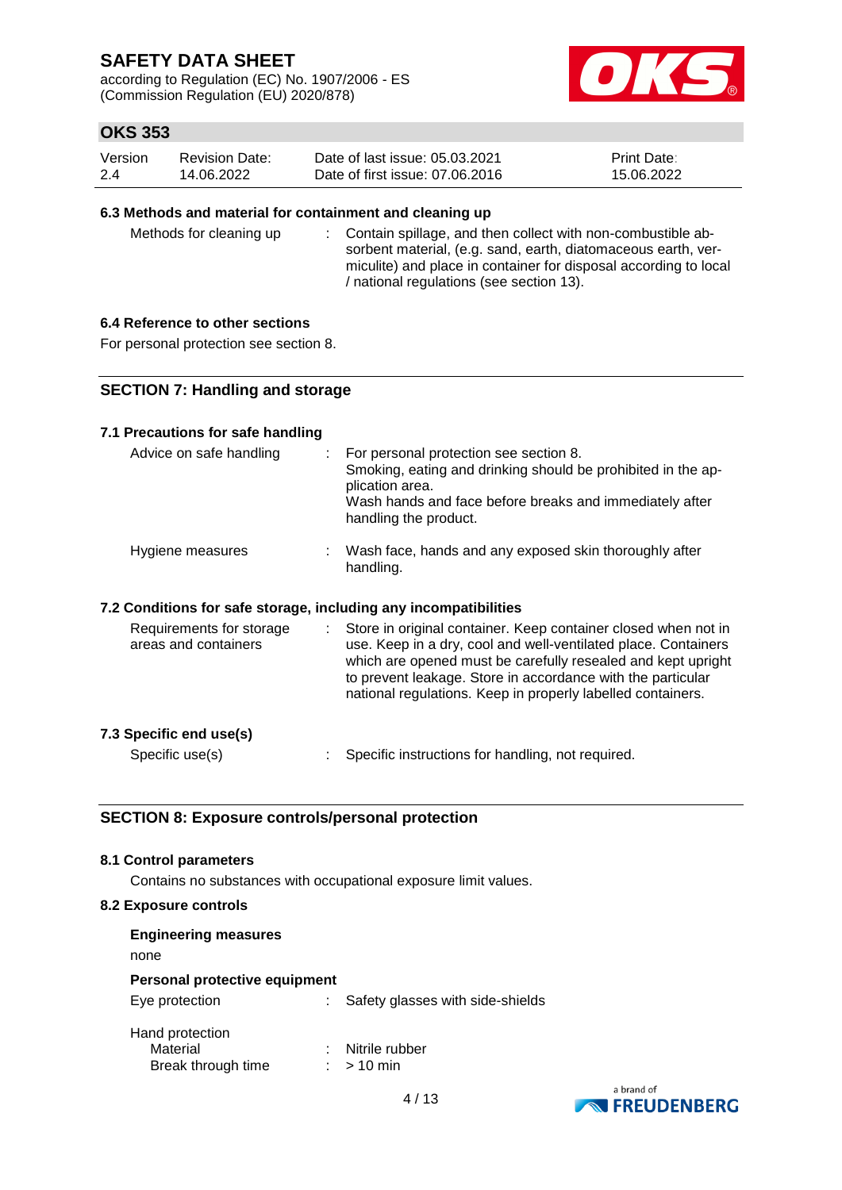### 6.3 Methods and material for containment and cleaning up

| | | |
|---|---|---|
| Methods for cleaning up | : | Contain spillage, and then collect with non-combustible absorbent material, (e.g. sand, earth, diatomaceous earth, vermiculite) and place in container for disposal according to local / national regulations (see section 13). |

### 6.4 Reference to other sections

For personal protection see section 8.

## SECTION 7: Handling and storage

### 7.1 Precautions for safe handling

| | | |
|---|---|---|
| Advice on safe handling | : | For personal protection see section 8.<br>Smoking, eating and drinking should be prohibited in the application area.<br>Wash hands and face before breaks and immediately after handling the product. |
| Hygiene measures | : | Wash face, hands and any exposed skin thoroughly after handling. |

### 7.2 Conditions for safe storage, including any incompatibilities

| | | |
|---|---|---|
| Requirements for storage areas and containers | : | Store in original container. Keep container closed when not in use. Keep in a dry, cool and well-ventilated place. Containers which are opened must be carefully resealed and kept upright to prevent leakage. Store in accordance with the particular national regulations. Keep in properly labelled containers. |

### 7.3 Specific end use(s)

| | | |
|---|---|---|
| Specific use(s) | : | Specific instructions for handling, not required. |

## SECTION 8: Exposure controls/personal protection

### 8.1 Control parameters

Contains no substances with occupational exposure limit values.

### 8.2 Exposure controls

**Engineering measures**

none

**Personal protective equipment**

| | | |
|---|---|---|
| Eye protection | : | Safety glasses with side-shields |

Hand protection

| | | |
|---|---|---|
| Material | : | Nitrile rubber |
| Break through time | : | > 10 min |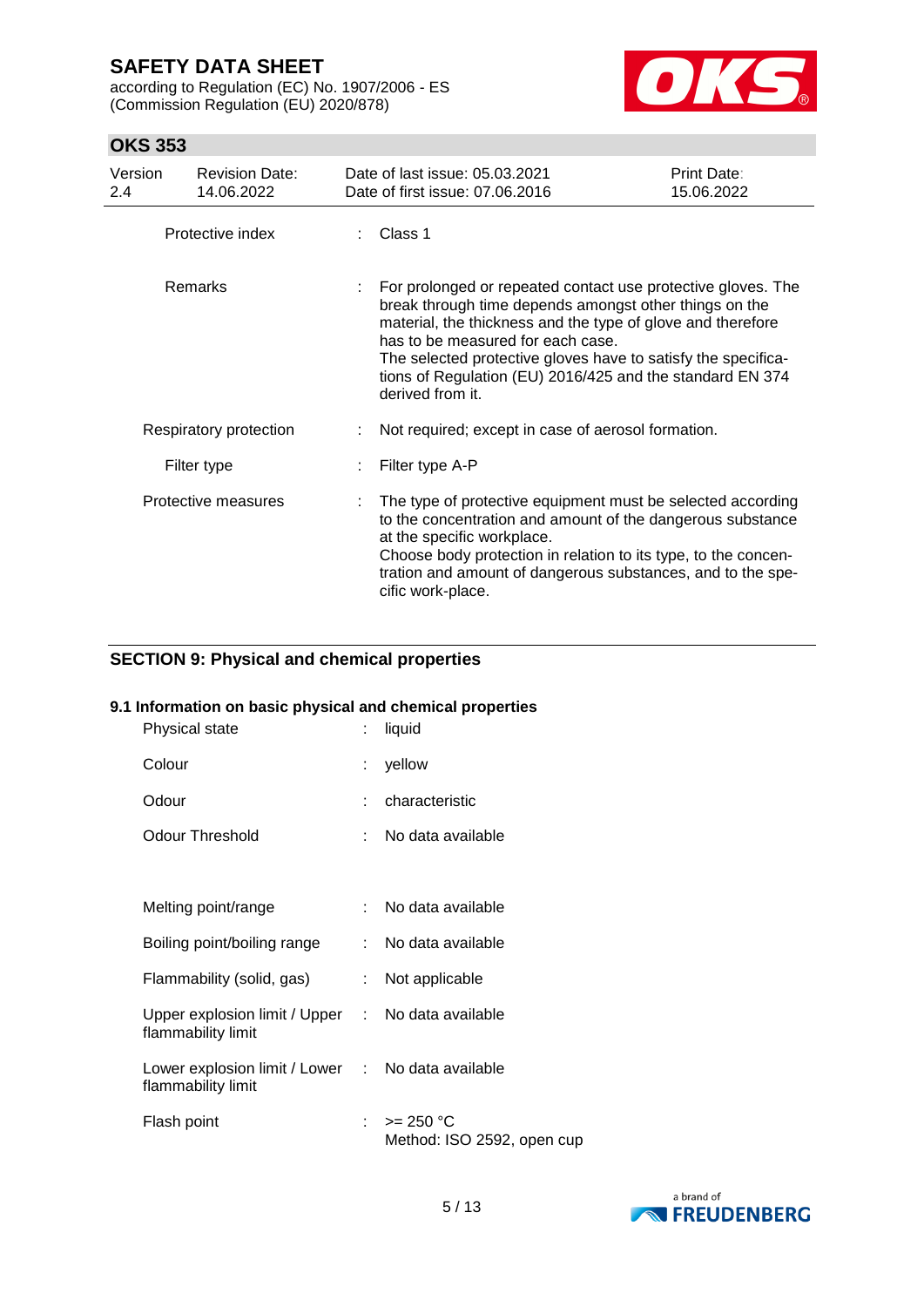| | | |
|---|---|---|
| Protective index | : | Class 1 |
| Remarks | : | For prolonged or repeated contact use protective gloves. The break through time depends amongst other things on the material, the thickness and the type of glove and therefore has to be measured for each case.<br>The selected protective gloves have to satisfy the specifications of Regulation (EU) 2016/425 and the standard EN 374 derived from it. |
| Respiratory protection | : | Not required; except in case of aerosol formation. |
| Filter type | : | Filter type A-P |
| Protective measures | : | The type of protective equipment must be selected according to the concentration and amount of the dangerous substance at the specific workplace.<br>Choose body protection in relation to its type, to the concentration and amount of dangerous substances, and to the specific work-place. |

## SECTION 9: Physical and chemical properties

### 9.1 Information on basic physical and chemical properties

| | | |
|---|---|---|
| Physical state | : | liquid |
| Colour | : | yellow |
| Odour | : | characteristic |
| Odour Threshold | : | No data available |
| Melting point/range | : | No data available |
| Boiling point/boiling range | : | No data available |
| Flammability (solid, gas) | : | Not applicable |
| Upper explosion limit / Upper flammability limit | : | No data available |
| Lower explosion limit / Lower flammability limit | : | No data available |
| Flash point | : | >= 250 °C<br>Method: ISO 2592, open cup |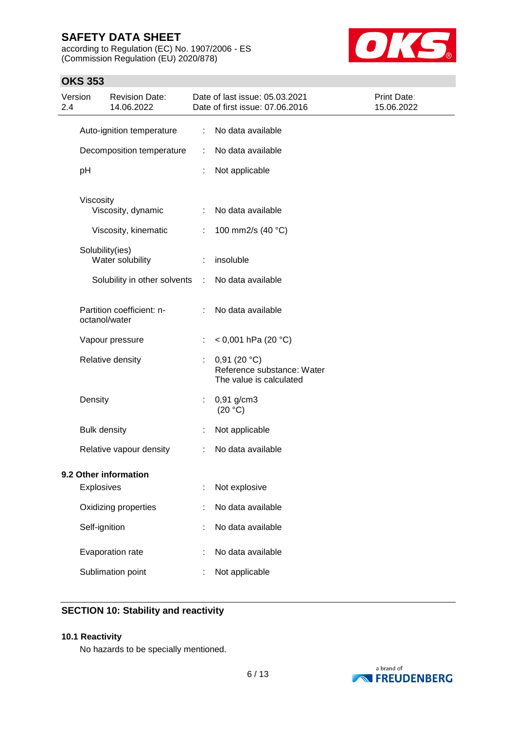| | | |
|---|---|---|
| Auto-ignition temperature | : | No data available |
| Decomposition temperature | : | No data available |
| pH | : | Not applicable |
| Viscosity | | |
| Viscosity, dynamic | : | No data available |
| Viscosity, kinematic | : | 100 mm2/s (40 °C) |
| Solubility(ies) | | |
| Water solubility | : | insoluble |
| Solubility in other solvents | : | No data available |
| Partition coefficient: n-octanol/water | : | No data available |
| Vapour pressure | : | < 0,001 hPa (20 °C) |
| Relative density | : | 0,91 (20 °C)<br>Reference substance: Water<br>The value is calculated |
| Density | : | 0,91 g/cm3<br>(20 °C) |
| Bulk density | : | Not applicable |
| Relative vapour density | : | No data available |

**9.2 Other information**

| | | |
|---|---|---|
| Explosives | : | Not explosive |
| Oxidizing properties | : | No data available |
| Self-ignition | : | No data available |
| Evaporation rate | : | No data available |
| Sublimation point | : | Not applicable |

## SECTION 10: Stability and reactivity

**10.1 Reactivity**

No hazards to be specially mentioned.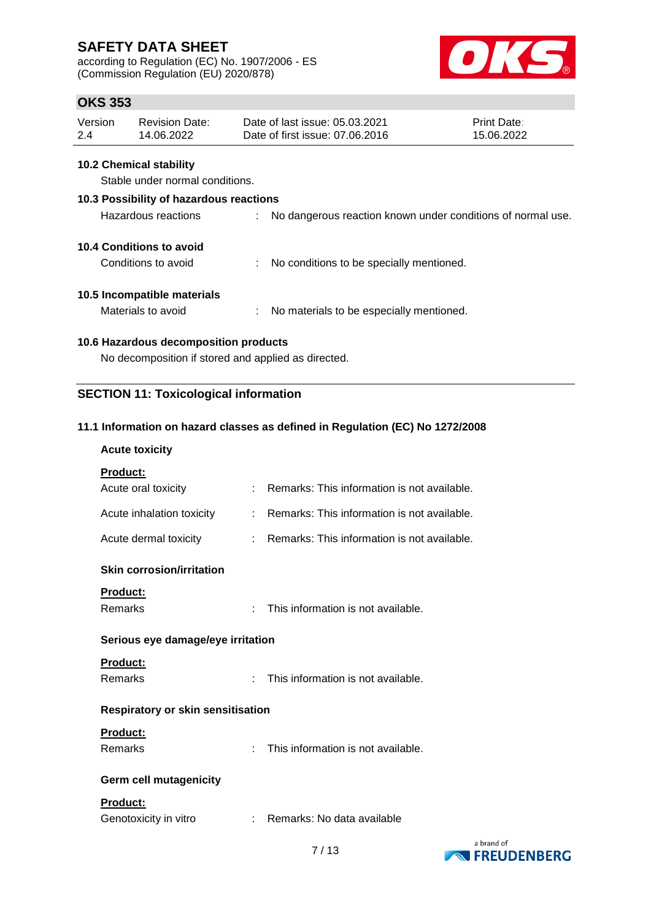### 10.2 Chemical stability

Stable under normal conditions.

### 10.3 Possibility of hazardous reactions

Hazardous reactions : No dangerous reaction known under conditions of normal use.

### 10.4 Conditions to avoid

Conditions to avoid : No conditions to be specially mentioned.

### 10.5 Incompatible materials

Materials to avoid : No materials to be especially mentioned.

### 10.6 Hazardous decomposition products

No decomposition if stored and applied as directed.

## SECTION 11: Toxicological information

### 11.1 Information on hazard classes as defined in Regulation (EC) No 1272/2008

**Acute toxicity**

**Product:**

Acute oral toxicity : Remarks: This information is not available.

Acute inhalation toxicity : Remarks: This information is not available.

Acute dermal toxicity : Remarks: This information is not available.

**Skin corrosion/irritation**

**Product:**

Remarks : This information is not available.

**Serious eye damage/eye irritation**

**Product:**

Remarks : This information is not available.

**Respiratory or skin sensitisation**

**Product:**

Remarks : This information is not available.

**Germ cell mutagenicity**

**Product:**

Genotoxicity in vitro : Remarks: No data available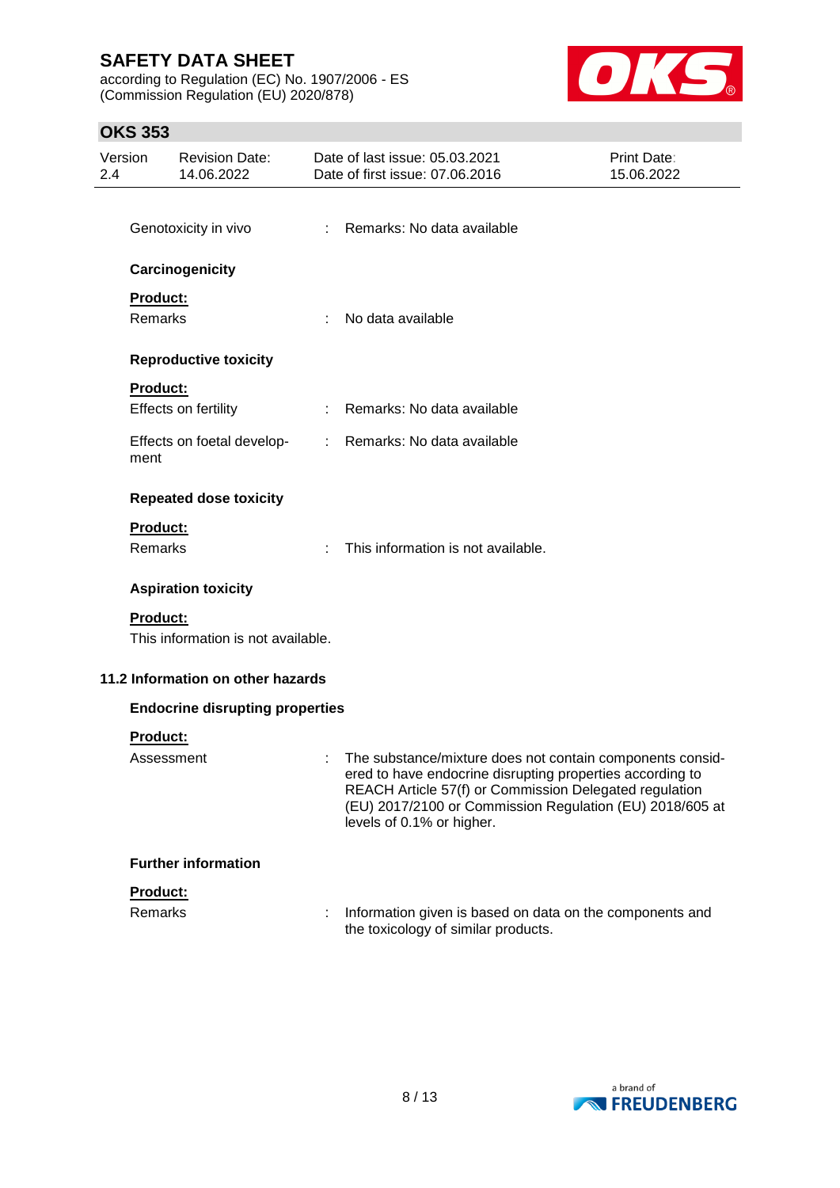Genotoxicity in vivo : Remarks: No data available

**Carcinogenicity**

**Product:**

Remarks : No data available

**Reproductive toxicity**

**Product:**

Effects on fertility : Remarks: No data available

Effects on foetal development : Remarks: No data available

**Repeated dose toxicity**

**Product:**

Remarks : This information is not available.

**Aspiration toxicity**

**Product:**

This information is not available.

**11.2 Information on other hazards**

**Endocrine disrupting properties**

**Product:**

Assessment : The substance/mixture does not contain components considered to have endocrine disrupting properties according to REACH Article 57(f) or Commission Delegated regulation (EU) 2017/2100 or Commission Regulation (EU) 2018/605 at levels of 0.1% or higher.

**Further information**

**Product:**

Remarks : Information given is based on data on the components and the toxicology of similar products.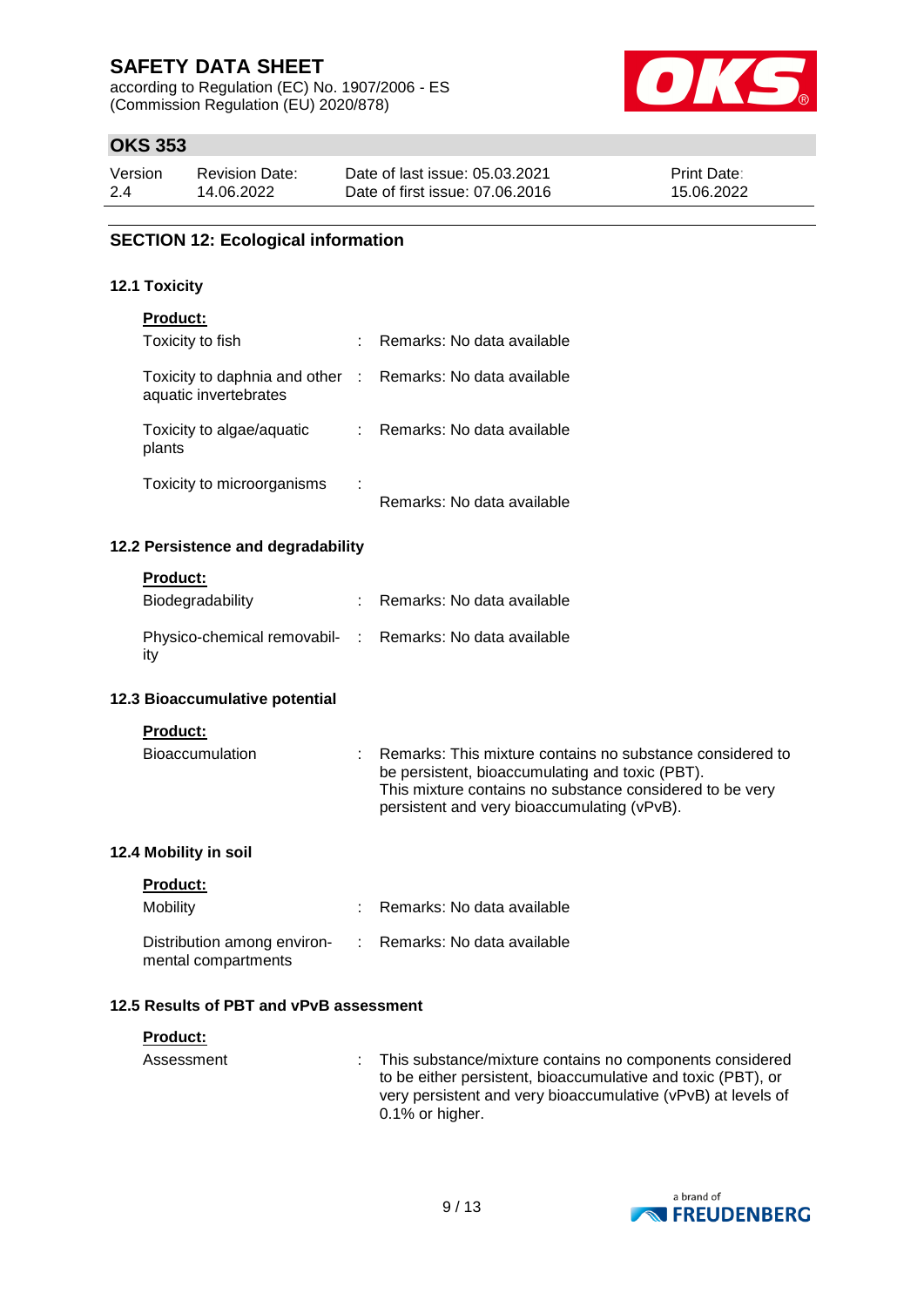## SECTION 12: Ecological information

### 12.1 Toxicity

**Product:**

| | | |
|---|---|---|
| Toxicity to fish | : | Remarks: No data available |
| Toxicity to daphnia and other aquatic invertebrates | : | Remarks: No data available |
| Toxicity to algae/aquatic plants | : | Remarks: No data available |
| Toxicity to microorganisms | : | Remarks: No data available |

### 12.2 Persistence and degradability

**Product:**

| | | |
|---|---|---|
| Biodegradability | : | Remarks: No data available |
| Physico-chemical removability | : | Remarks: No data available |

### 12.3 Bioaccumulative potential

**Product:**

| | | |
|---|---|---|
| Bioaccumulation | : | Remarks: This mixture contains no substance considered to be persistent, bioaccumulating and toxic (PBT). This mixture contains no substance considered to be very persistent and very bioaccumulating (vPvB). |

### 12.4 Mobility in soil

**Product:**

| | | |
|---|---|---|
| Mobility | : | Remarks: No data available |
| Distribution among environmental compartments | : | Remarks: No data available |

### 12.5 Results of PBT and vPvB assessment

**Product:**

| | | |
|---|---|---|
| Assessment | : | This substance/mixture contains no components considered to be either persistent, bioaccumulative and toxic (PBT), or very persistent and very bioaccumulative (vPvB) at levels of 0.1% or higher. |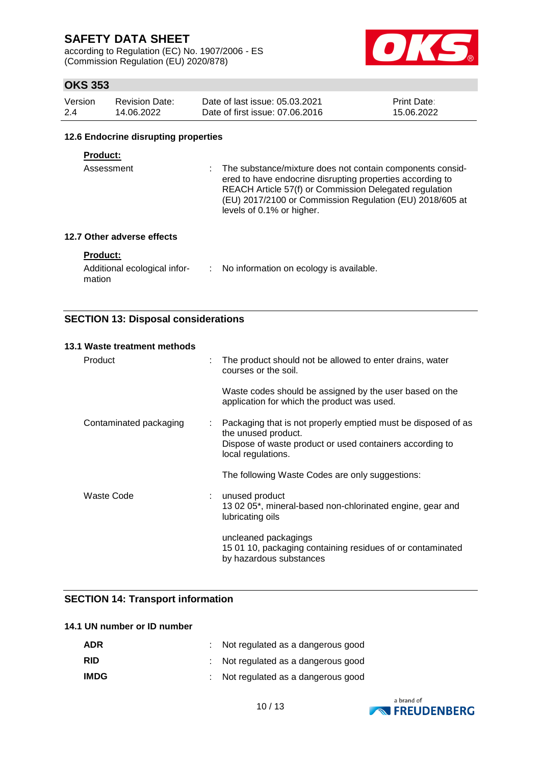#### 12.6 Endocrine disrupting properties

**Product:**

| | | |
|---|---|---|
| Assessment | : | The substance/mixture does not contain components considered to have endocrine disrupting properties according to REACH Article 57(f) or Commission Delegated regulation (EU) 2017/2100 or Commission Regulation (EU) 2018/605 at levels of 0.1% or higher. |

#### 12.7 Other adverse effects

**Product:**

| | | |
|---|---|---|
| Additional ecological information | : | No information on ecology is available. |

## SECTION 13: Disposal considerations

#### 13.1 Waste treatment methods

| | | |
|---|---|---|
| Product | : | The product should not be allowed to enter drains, water courses or the soil.<br><br>Waste codes should be assigned by the user based on the application for which the product was used. |
| Contaminated packaging | : | Packaging that is not properly emptied must be disposed of as the unused product.<br>Dispose of waste product or used containers according to local regulations.<br><br>The following Waste Codes are only suggestions: |
| Waste Code | : | unused product<br>13 02 05*, mineral-based non-chlorinated engine, gear and lubricating oils<br><br>uncleaned packagings<br>15 01 10, packaging containing residues of or contaminated by hazardous substances |

## SECTION 14: Transport information

#### 14.1 UN number or ID number

| | | |
|---|---|---|
| **ADR** | : | Not regulated as a dangerous good |
| **RID** | : | Not regulated as a dangerous good |
| **IMDG** | : | Not regulated as a dangerous good |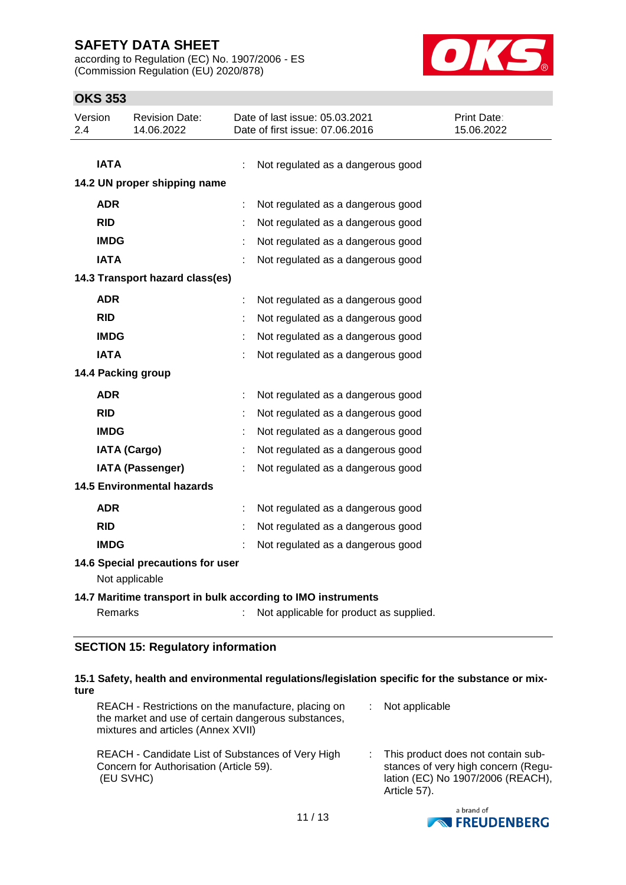| | | |
|---|---|---|
| **IATA** | : | Not regulated as a dangerous good |

**14.2 UN proper shipping name**

| | | |
|---|---|---|
| **ADR** | : | Not regulated as a dangerous good |
| **RID** | : | Not regulated as a dangerous good |
| **IMDG** | : | Not regulated as a dangerous good |
| **IATA** | : | Not regulated as a dangerous good |

**14.3 Transport hazard class(es)**

| | | |
|---|---|---|
| **ADR** | : | Not regulated as a dangerous good |
| **RID** | : | Not regulated as a dangerous good |
| **IMDG** | : | Not regulated as a dangerous good |
| **IATA** | : | Not regulated as a dangerous good |

**14.4 Packing group**

| | | |
|---|---|---|
| **ADR** | : | Not regulated as a dangerous good |
| **RID** | : | Not regulated as a dangerous good |
| **IMDG** | : | Not regulated as a dangerous good |
| **IATA (Cargo)** | : | Not regulated as a dangerous good |
| **IATA (Passenger)** | : | Not regulated as a dangerous good |

**14.5 Environmental hazards**

| | | |
|---|---|---|
| **ADR** | : | Not regulated as a dangerous good |
| **RID** | : | Not regulated as a dangerous good |
| **IMDG** | : | Not regulated as a dangerous good |

**14.6 Special precautions for user**

Not applicable

**14.7 Maritime transport in bulk according to IMO instruments**

| | | |
|---|---|---|
| Remarks | : | Not applicable for product as supplied. |

## SECTION 15: Regulatory information

**15.1 Safety, health and environmental regulations/legislation specific for the substance or mixture**

| | | |
|---|---|---|
| REACH - Restrictions on the manufacture, placing on the market and use of certain dangerous substances, mixtures and articles (Annex XVII) | : | Not applicable |
| REACH - Candidate List of Substances of Very High Concern for Authorisation (Article 59). (EU SVHC) | : | This product does not contain substances of very high concern (Regulation (EC) No 1907/2006 (REACH), Article 57). |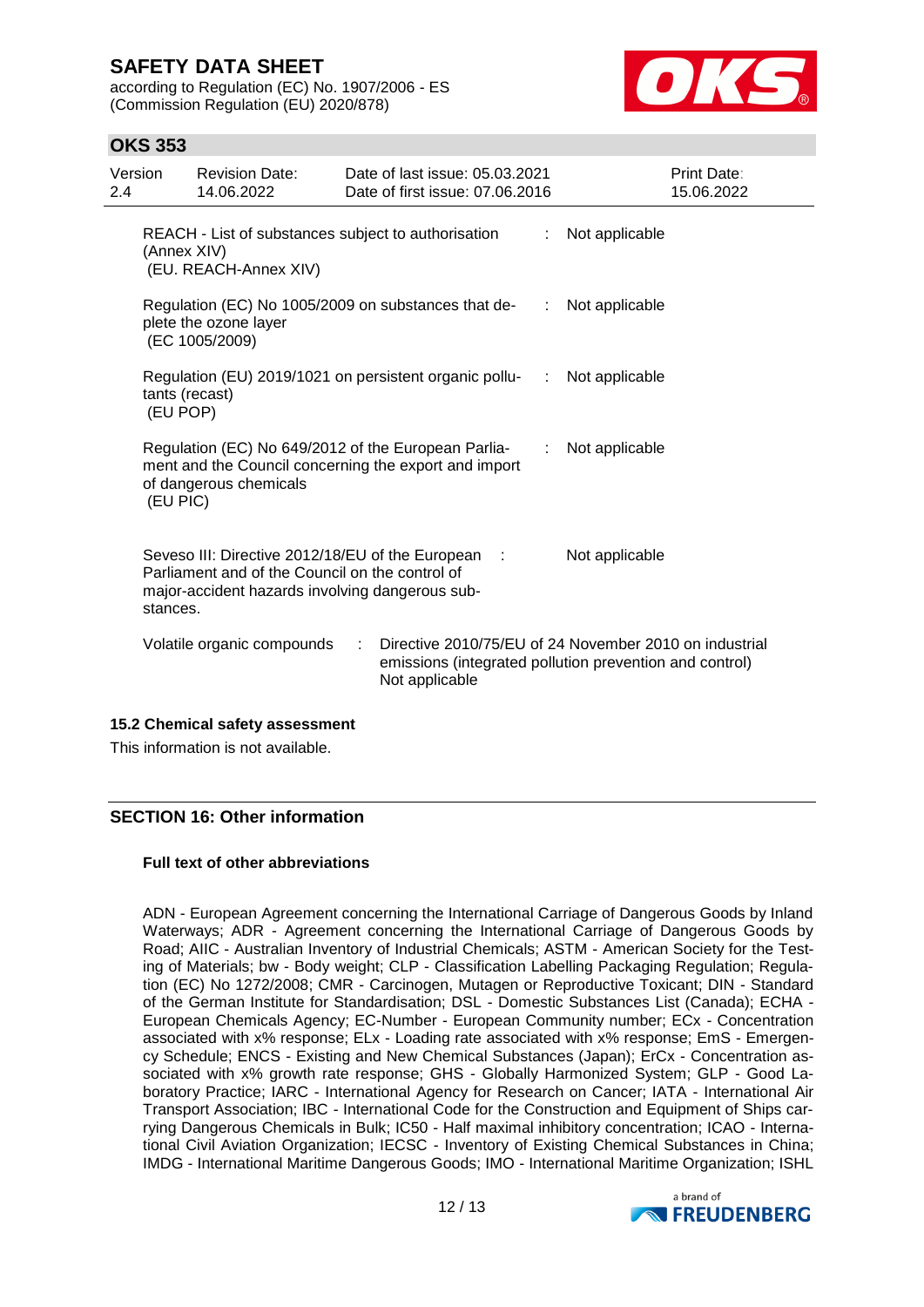| | | |
|---|---|---|
| REACH - List of substances subject to authorisation (Annex XIV) (EU. REACH-Annex XIV) | : | Not applicable |
| Regulation (EC) No 1005/2009 on substances that deplete the ozone layer (EC 1005/2009) | : | Not applicable |
| Regulation (EU) 2019/1021 on persistent organic pollutants (recast) (EU POP) | : | Not applicable |
| Regulation (EC) No 649/2012 of the European Parliament and the Council concerning the export and import of dangerous chemicals (EU PIC) | : | Not applicable |
| Seveso III: Directive 2012/18/EU of the European Parliament and of the Council on the control of major-accident hazards involving dangerous substances. | : | Not applicable |
| Volatile organic compounds | : | Directive 2010/75/EU of 24 November 2010 on industrial emissions (integrated pollution prevention and control) Not applicable |

### 15.2 Chemical safety assessment

This information is not available.

## SECTION 16: Other information

### Full text of other abbreviations

ADN - European Agreement concerning the International Carriage of Dangerous Goods by Inland Waterways; ADR - Agreement concerning the International Carriage of Dangerous Goods by Road; AIIC - Australian Inventory of Industrial Chemicals; ASTM - American Society for the Testing of Materials; bw - Body weight; CLP - Classification Labelling Packaging Regulation; Regulation (EC) No 1272/2008; CMR - Carcinogen, Mutagen or Reproductive Toxicant; DIN - Standard of the German Institute for Standardisation; DSL - Domestic Substances List (Canada); ECHA - European Chemicals Agency; EC-Number - European Community number; ECx - Concentration associated with x% response; ELx - Loading rate associated with x% response; EmS - Emergency Schedule; ENCS - Existing and New Chemical Substances (Japan); ErCx - Concentration associated with x% growth rate response; GHS - Globally Harmonized System; GLP - Good Laboratory Practice; IARC - International Agency for Research on Cancer; IATA - International Air Transport Association; IBC - International Code for the Construction and Equipment of Ships carrying Dangerous Chemicals in Bulk; IC50 - Half maximal inhibitory concentration; ICAO - International Civil Aviation Organization; IECSC - Inventory of Existing Chemical Substances in China; IMDG - International Maritime Dangerous Goods; IMO - International Maritime Organization; ISHL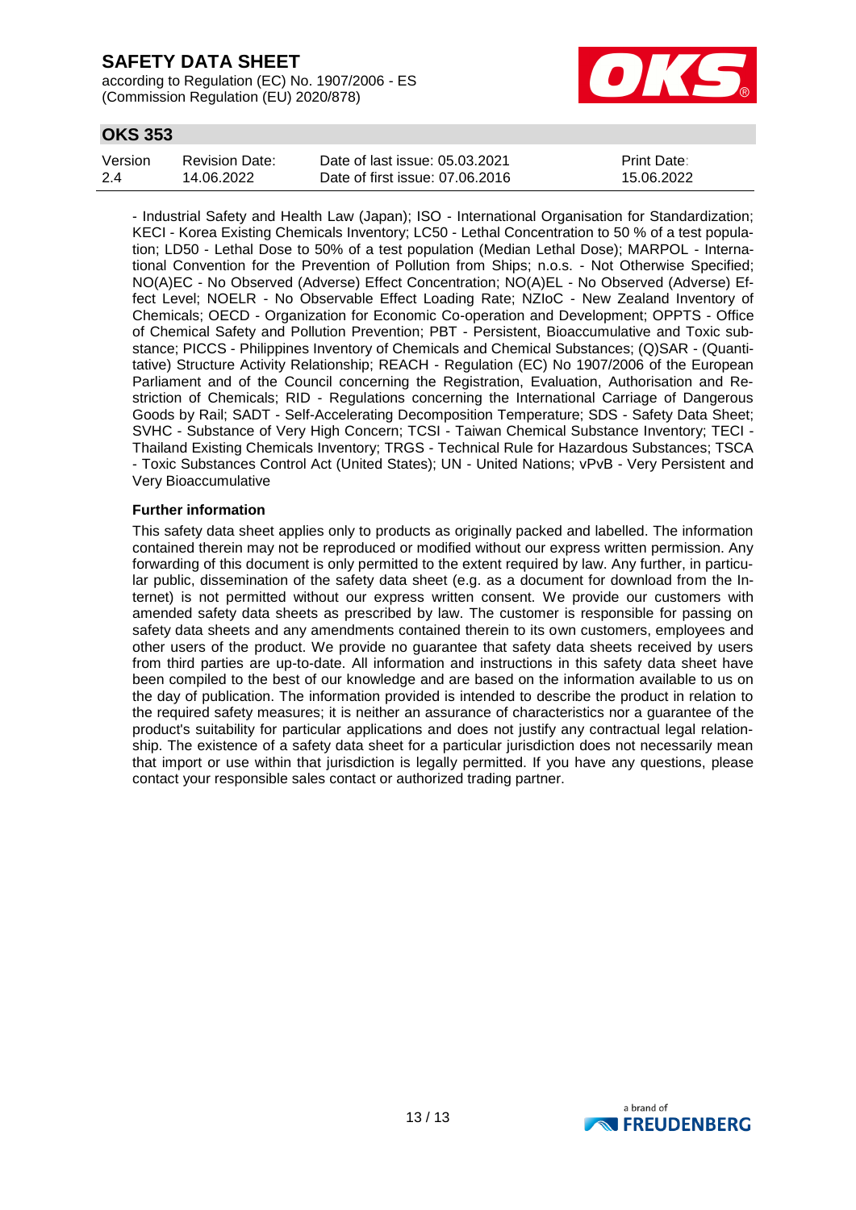- Industrial Safety and Health Law (Japan); ISO - International Organisation for Standardization; KECI - Korea Existing Chemicals Inventory; LC50 - Lethal Concentration to 50 % of a test population; LD50 - Lethal Dose to 50% of a test population (Median Lethal Dose); MARPOL - International Convention for the Prevention of Pollution from Ships; n.o.s. - Not Otherwise Specified; NO(A)EC - No Observed (Adverse) Effect Concentration; NO(A)EL - No Observed (Adverse) Effect Level; NOELR - No Observable Effect Loading Rate; NZIoC - New Zealand Inventory of Chemicals; OECD - Organization for Economic Co-operation and Development; OPPTS - Office of Chemical Safety and Pollution Prevention; PBT - Persistent, Bioaccumulative and Toxic substance; PICCS - Philippines Inventory of Chemicals and Chemical Substances; (Q)SAR - (Quantitative) Structure Activity Relationship; REACH - Regulation (EC) No 1907/2006 of the European Parliament and of the Council concerning the Registration, Evaluation, Authorisation and Restriction of Chemicals; RID - Regulations concerning the International Carriage of Dangerous Goods by Rail; SADT - Self-Accelerating Decomposition Temperature; SDS - Safety Data Sheet; SVHC - Substance of Very High Concern; TCSI - Taiwan Chemical Substance Inventory; TECI - Thailand Existing Chemicals Inventory; TRGS - Technical Rule for Hazardous Substances; TSCA - Toxic Substances Control Act (United States); UN - United Nations; vPvB - Very Persistent and Very Bioaccumulative

**Further information**

This safety data sheet applies only to products as originally packed and labelled. The information contained therein may not be reproduced or modified without our express written permission. Any forwarding of this document is only permitted to the extent required by law. Any further, in particular public, dissemination of the safety data sheet (e.g. as a document for download from the Internet) is not permitted without our express written consent. We provide our customers with amended safety data sheets as prescribed by law. The customer is responsible for passing on safety data sheets and any amendments contained therein to its own customers, employees and other users of the product. We provide no guarantee that safety data sheets received by users from third parties are up-to-date. All information and instructions in this safety data sheet have been compiled to the best of our knowledge and are based on the information available to us on the day of publication. The information provided is intended to describe the product in relation to the required safety measures; it is neither an assurance of characteristics nor a guarantee of the product's suitability for particular applications and does not justify any contractual legal relationship. The existence of a safety data sheet for a particular jurisdiction does not necessarily mean that import or use within that jurisdiction is legally permitted. If you have any questions, please contact your responsible sales contact or authorized trading partner.